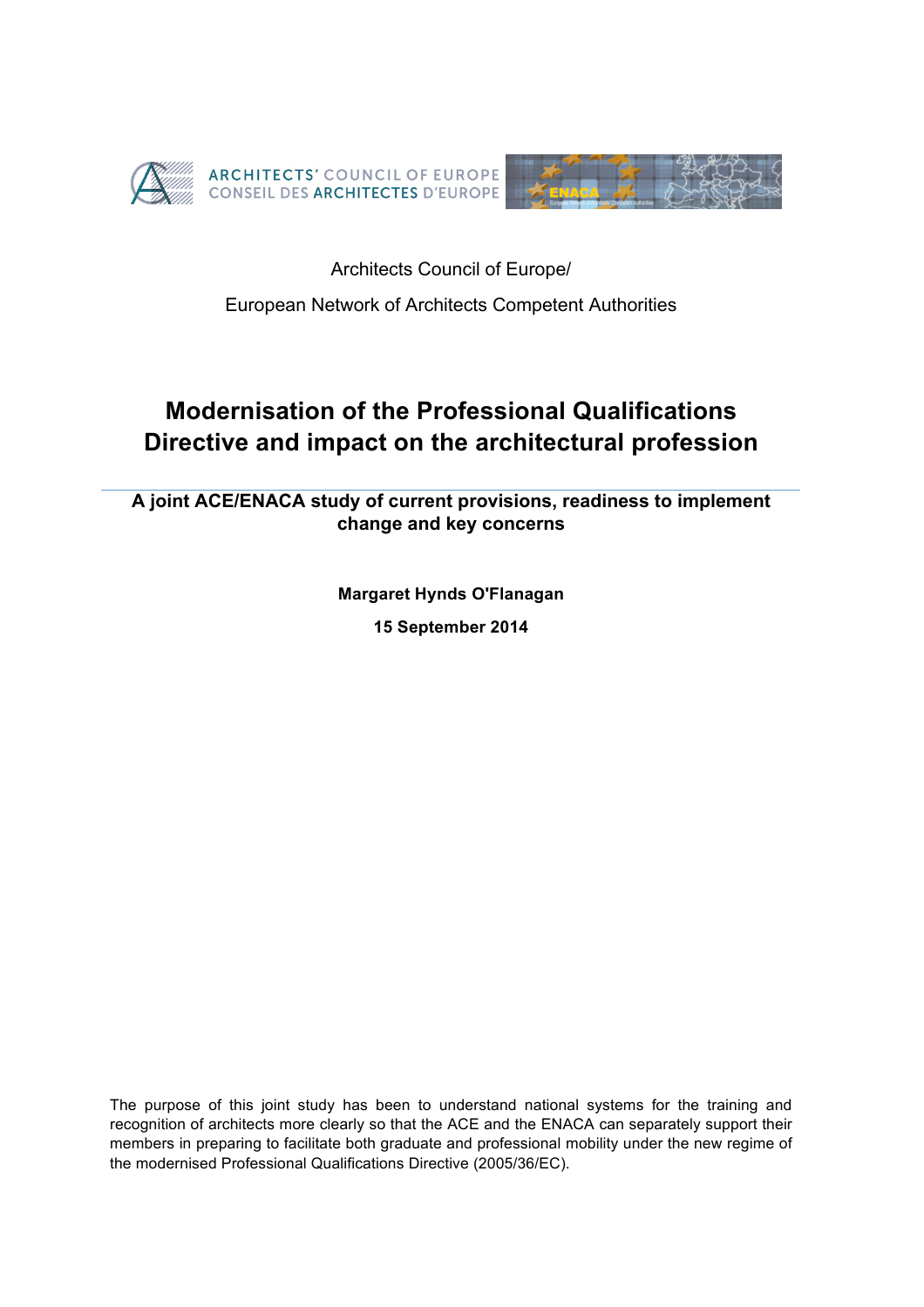ARCHITECTS' COUNCIL OF EUROPE
CONSEIL DES ARCHITECTES D'EUROPE

Architects Council of Europe/

European Network of Architects Competent Authorities

# Modernisation of the Professional Qualifications Directive and impact on the architectural profession

## A joint ACE/ENACA study of current provisions, readiness to implement change and key concerns

**Margaret Hynds O'Flanagan**

**15 September 2014**

The purpose of this joint study has been to understand national systems for the training and recognition of architects more clearly so that the ACE and the ENACA can separately support their members in preparing to facilitate both graduate and professional mobility under the new regime of the modernised Professional Qualifications Directive (2005/36/EC).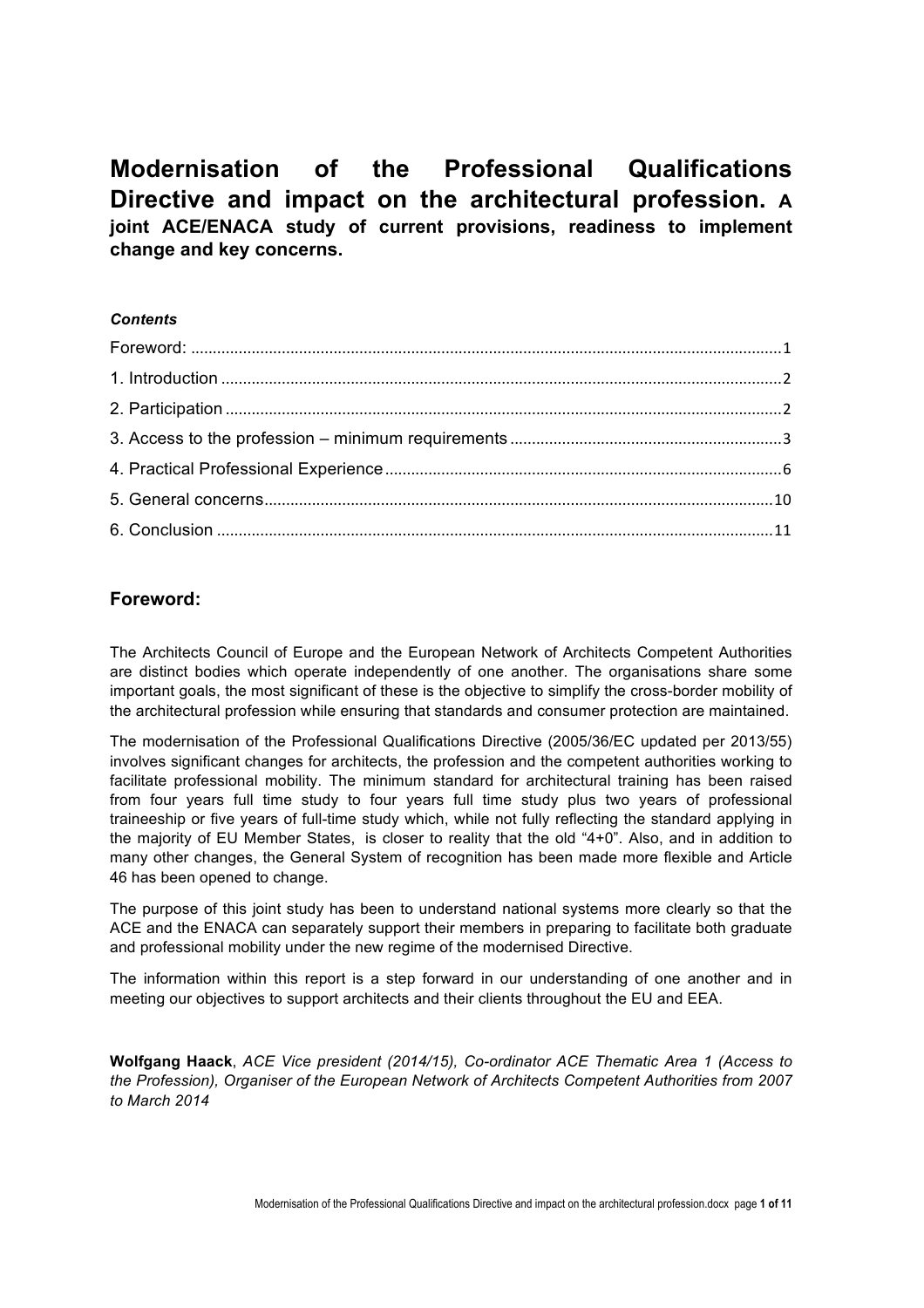# Modernisation of the Professional Qualifications Directive and impact on the architectural profession. A joint ACE/ENACA study of current provisions, readiness to implement change and key concerns.

***Contents***

Foreword: ........................................................................................................................1

1. Introduction ..................................................................................................................2

2. Participation .................................................................................................................2

3. Access to the profession – minimum requirements ......................................................3

4. Practical Professional Experience ..................................................................................6

5. General concerns.........................................................................................................10

6. Conclusion ..................................................................................................................11

## Foreword:

The Architects Council of Europe and the European Network of Architects Competent Authorities are distinct bodies which operate independently of one another. The organisations share some important goals, the most significant of these is the objective to simplify the cross-border mobility of the architectural profession while ensuring that standards and consumer protection are maintained.

The modernisation of the Professional Qualifications Directive (2005/36/EC updated per 2013/55) involves significant changes for architects, the profession and the competent authorities working to facilitate professional mobility. The minimum standard for architectural training has been raised from four years full time study to four years full time study plus two years of professional traineeship or five years of full-time study which, while not fully reflecting the standard applying in the majority of EU Member States, is closer to reality that the old "4+0". Also, and in addition to many other changes, the General System of recognition has been made more flexible and Article 46 has been opened to change.

The purpose of this joint study has been to understand national systems more clearly so that the ACE and the ENACA can separately support their members in preparing to facilitate both graduate and professional mobility under the new regime of the modernised Directive.

The information within this report is a step forward in our understanding of one another and in meeting our objectives to support architects and their clients throughout the EU and EEA.

**Wolfgang Haack**, *ACE Vice president (2014/15), Co-ordinator ACE Thematic Area 1 (Access to the Profession), Organiser of the European Network of Architects Competent Authorities from 2007 to March 2014*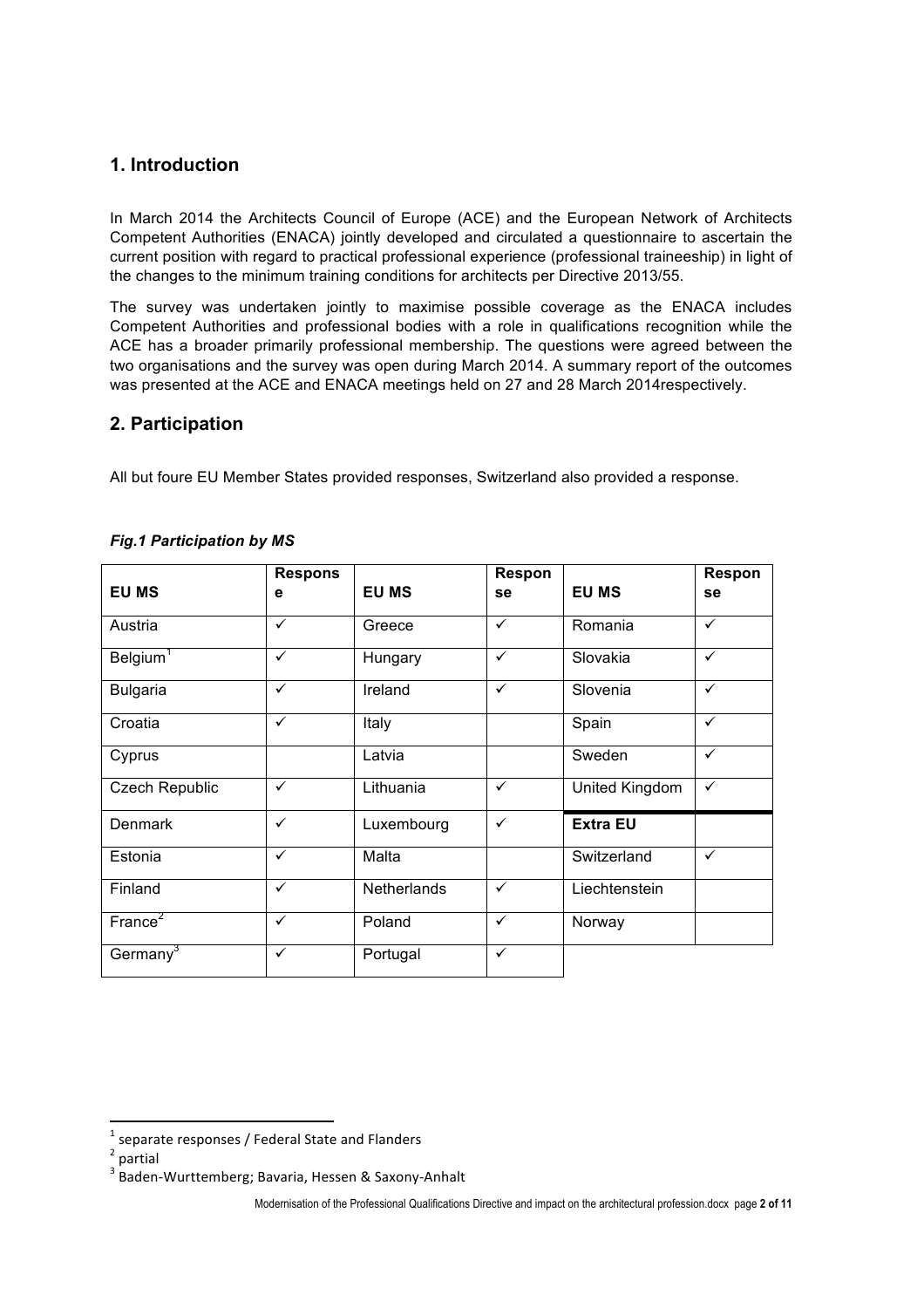## 1. Introduction

In March 2014 the Architects Council of Europe (ACE) and the European Network of Architects Competent Authorities (ENACA) jointly developed and circulated a questionnaire to ascertain the current position with regard to practical professional experience (professional traineeship) in light of the changes to the minimum training conditions for architects per Directive 2013/55.

The survey was undertaken jointly to maximise possible coverage as the ENACA includes Competent Authorities and professional bodies with a role in qualifications recognition while the ACE has a broader primarily professional membership. The questions were agreed between the two organisations and the survey was open during March 2014. A summary report of the outcomes was presented at the ACE and ENACA meetings held on 27 and 28 March 2014respectively.

## 2. Participation

All but foure EU Member States provided responses, Switzerland also provided a response.

***Fig.1 Participation by MS***

| EU MS | Response | EU MS | Response | EU MS | Response |
|---|---|---|---|---|---|
| Austria | ✓ | Greece | ✓ | Romania | ✓ |
| Belgium[1] | ✓ | Hungary | ✓ | Slovakia | ✓ |
| Bulgaria | ✓ | Ireland | ✓ | Slovenia | ✓ |
| Croatia | ✓ | Italy | | Spain | ✓ |
| Cyprus | | Latvia | | Sweden | ✓ |
| Czech Republic | ✓ | Lithuania | ✓ | United Kingdom | ✓ |
| Denmark | ✓ | Luxembourg | ✓ | **Extra EU** | |
| Estonia | ✓ | Malta | | Switzerland | ✓ |
| Finland | ✓ | Netherlands | ✓ | Liechtenstein | |
| France[2] | ✓ | Poland | ✓ | Norway | |
| Germany[3] | ✓ | Portugal | ✓ | | |

[1] separate responses / Federal State and Flanders

[2] partial

[3] Baden-Wurttemberg; Bavaria, Hessen & Saxony-Anhalt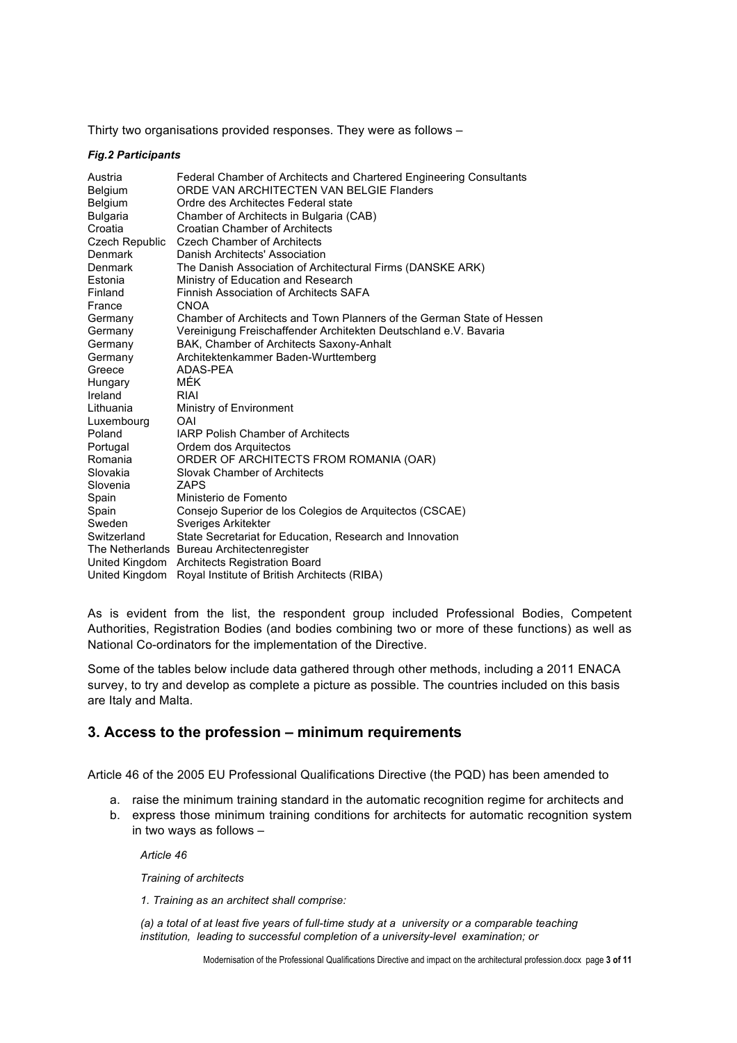Thirty two organisations provided responses. They were as follows –

***Fig.2 Participants***

| | |
|---|---|
| Austria | Federal Chamber of Architects and Chartered Engineering Consultants |
| Belgium | ORDE VAN ARCHITECTEN VAN BELGIE Flanders |
| Belgium | Ordre des Architectes Federal state |
| Bulgaria | Chamber of Architects in Bulgaria (CAB) |
| Croatia | Croatian Chamber of Architects |
| Czech Republic | Czech Chamber of Architects |
| Denmark | Danish Architects' Association |
| Denmark | The Danish Association of Architectural Firms (DANSKE ARK) |
| Estonia | Ministry of Education and Research |
| Finland | Finnish Association of Architects SAFA |
| France | CNOA |
| Germany | Chamber of Architects and Town Planners of the German State of Hessen |
| Germany | Vereinigung Freischaffender Architekten Deutschland e.V. Bavaria |
| Germany | BAK, Chamber of Architects Saxony-Anhalt |
| Germany | Architektenkammer Baden-Wurttemberg |
| Greece | ADAS-PEA |
| Hungary | MÉK |
| Ireland | RIAI |
| Lithuania | Ministry of Environment |
| Luxembourg | OAI |
| Poland | IARP Polish Chamber of Architects |
| Portugal | Ordem dos Arquitectos |
| Romania | ORDER OF ARCHITECTS FROM ROMANIA (OAR) |
| Slovakia | Slovak Chamber of Architects |
| Slovenia | ZAPS |
| Spain | Ministerio de Fomento |
| Spain | Consejo Superior de los Colegios de Arquitectos (CSCAE) |
| Sweden | Sveriges Arkitekter |
| Switzerland | State Secretariat for Education, Research and Innovation |
| The Netherlands | Bureau Architectenregister |
| United Kingdom | Architects Registration Board |
| United Kingdom | Royal Institute of British Architects (RIBA) |

As is evident from the list, the respondent group included Professional Bodies, Competent Authorities, Registration Bodies (and bodies combining two or more of these functions) as well as National Co-ordinators for the implementation of the Directive.

Some of the tables below include data gathered through other methods, including a 2011 ENACA survey, to try and develop as complete a picture as possible. The countries included on this basis are Italy and Malta.

## 3. Access to the profession – minimum requirements

Article 46 of the 2005 EU Professional Qualifications Directive (the PQD) has been amended to

a. raise the minimum training standard in the automatic recognition regime for architects and
b. express those minimum training conditions for architects for automatic recognition system in two ways as follows –

> *Article 46*
>
> *Training of architects*
>
> *1. Training as an architect shall comprise:*
>
> *(a) a total of at least five years of full-time study at a university or a comparable teaching institution, leading to successful completion of a university-level examination; or*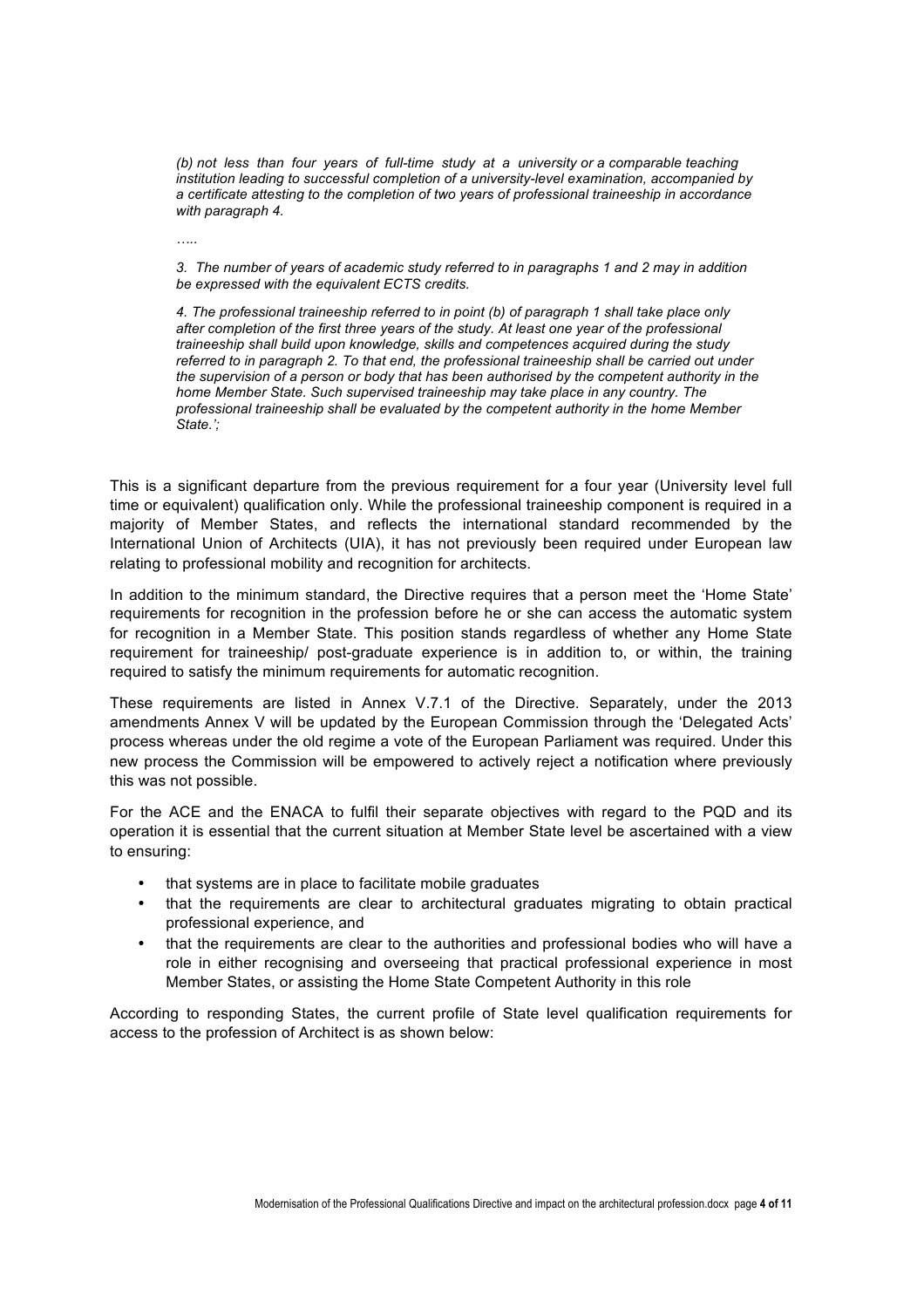*(b) not less than four years of full-time study at a university or a comparable teaching institution leading to successful completion of a university-level examination, accompanied by a certificate attesting to the completion of two years of professional traineeship in accordance with paragraph 4.*

*…..*

*3. The number of years of academic study referred to in paragraphs 1 and 2 may in addition be expressed with the equivalent ECTS credits.*

*4. The professional traineeship referred to in point (b) of paragraph 1 shall take place only after completion of the first three years of the study. At least one year of the professional traineeship shall build upon knowledge, skills and competences acquired during the study referred to in paragraph 2. To that end, the professional traineeship shall be carried out under the supervision of a person or body that has been authorised by the competent authority in the home Member State. Such supervised traineeship may take place in any country. The professional traineeship shall be evaluated by the competent authority in the home Member State.';*

This is a significant departure from the previous requirement for a four year (University level full time or equivalent) qualification only. While the professional traineeship component is required in a majority of Member States, and reflects the international standard recommended by the International Union of Architects (UIA), it has not previously been required under European law relating to professional mobility and recognition for architects.

In addition to the minimum standard, the Directive requires that a person meet the 'Home State' requirements for recognition in the profession before he or she can access the automatic system for recognition in a Member State. This position stands regardless of whether any Home State requirement for traineeship/ post-graduate experience is in addition to, or within, the training required to satisfy the minimum requirements for automatic recognition.

These requirements are listed in Annex V.7.1 of the Directive. Separately, under the 2013 amendments Annex V will be updated by the European Commission through the 'Delegated Acts' process whereas under the old regime a vote of the European Parliament was required. Under this new process the Commission will be empowered to actively reject a notification where previously this was not possible.

For the ACE and the ENACA to fulfil their separate objectives with regard to the PQD and its operation it is essential that the current situation at Member State level be ascertained with a view to ensuring:

- that systems are in place to facilitate mobile graduates
- that the requirements are clear to architectural graduates migrating to obtain practical professional experience, and
- that the requirements are clear to the authorities and professional bodies who will have a role in either recognising and overseeing that practical professional experience in most Member States, or assisting the Home State Competent Authority in this role

According to responding States, the current profile of State level qualification requirements for access to the profession of Architect is as shown below: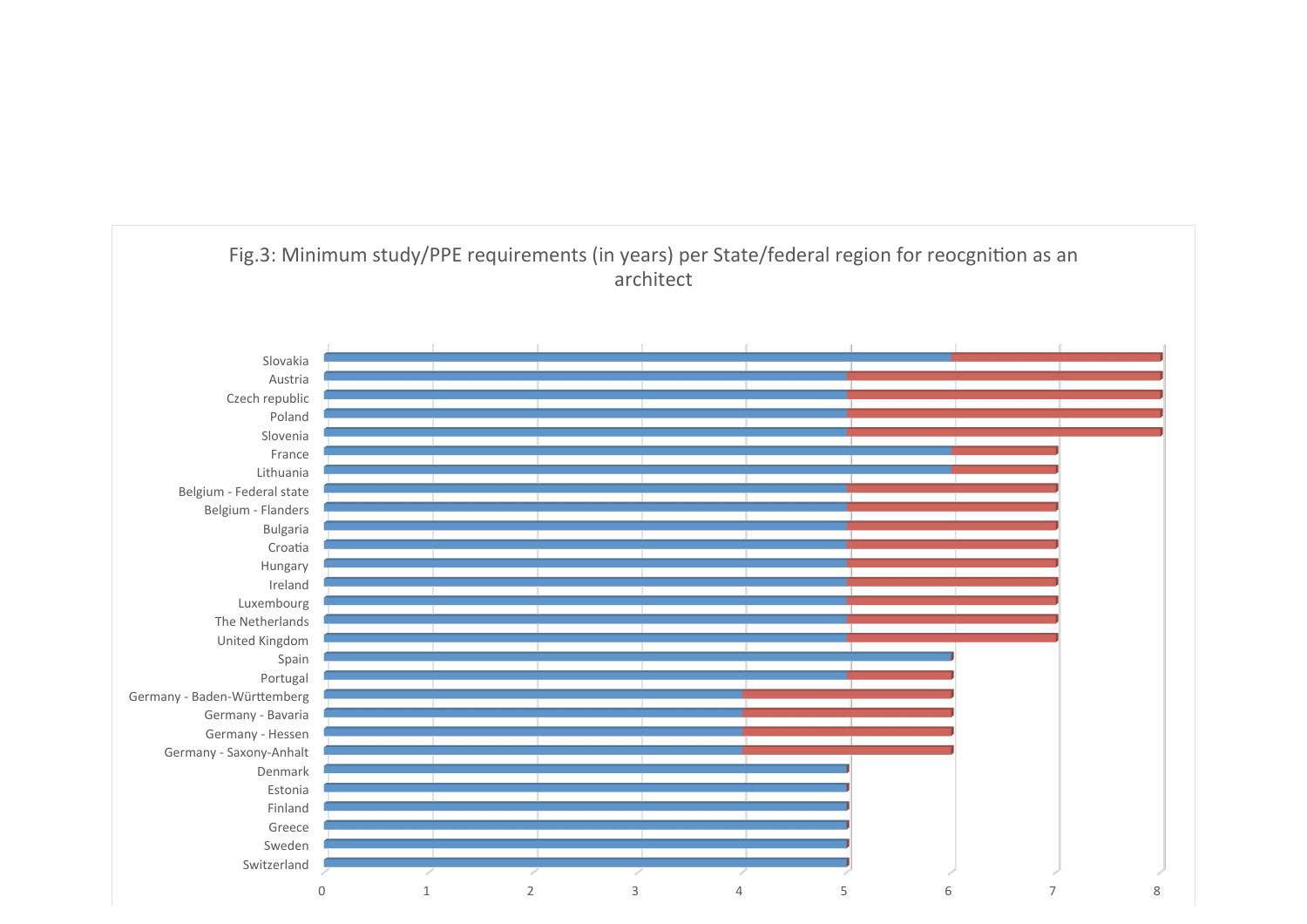Fig.3: Minimum study/PPE requirements (in years) per State/federal region for reocgnition as an architect

- Slovakia
- Austria
- Czech republic
- Poland
- Slovenia
- France
- Lithuania
- Belgium - Federal state
- Belgium - Flanders
- Bulgaria
- Croatia
- Hungary
- Ireland
- Luxembourg
- The Netherlands
- United Kingdom
- Spain
- Portugal
- Germany - Baden-Württemberg
- Germany - Bavaria
- Germany - Hessen
- Germany - Saxony-Anhalt
- Denmark
- Estonia
- Finland
- Greece
- Sweden
- Switzerland

0 1 2 3 4 5 6 7 8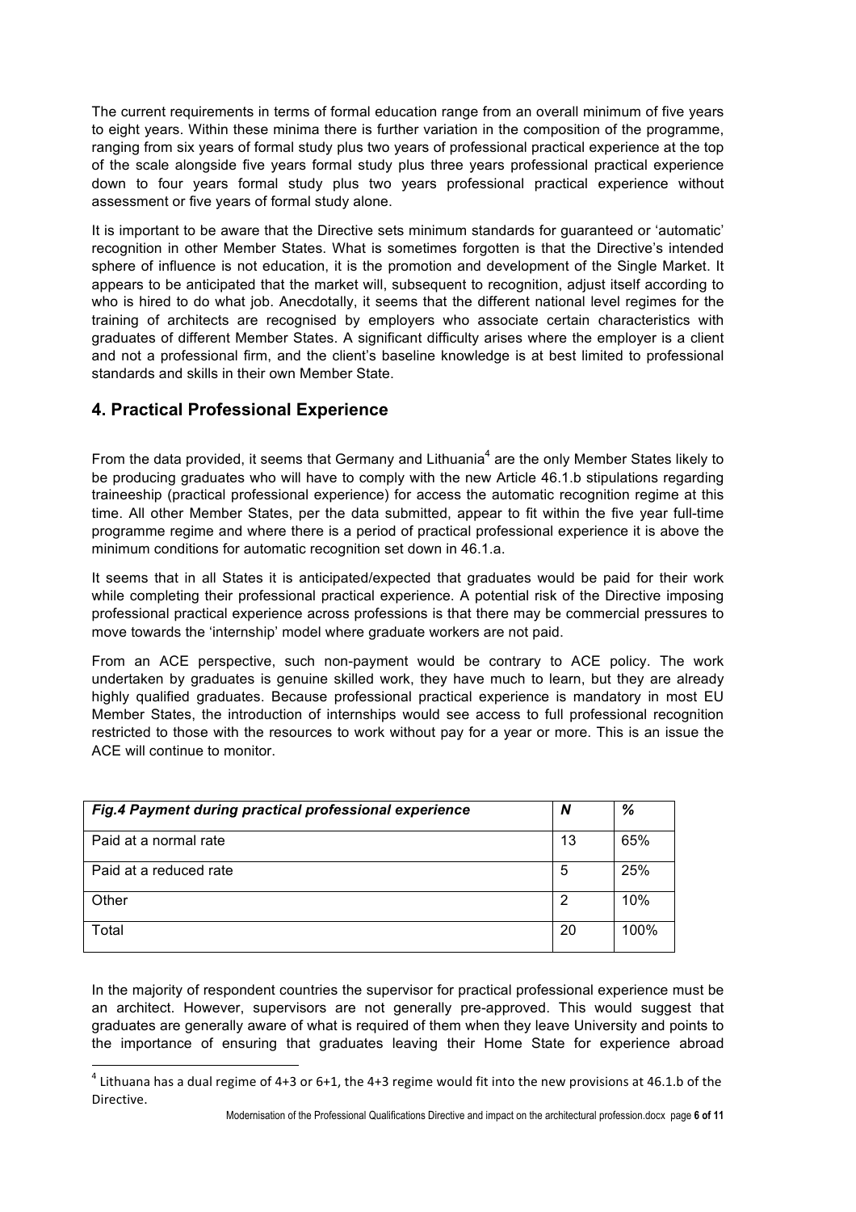The current requirements in terms of formal education range from an overall minimum of five years to eight years. Within these minima there is further variation in the composition of the programme, ranging from six years of formal study plus two years of professional practical experience at the top of the scale alongside five years formal study plus three years professional practical experience down to four years formal study plus two years professional practical experience without assessment or five years of formal study alone.

It is important to be aware that the Directive sets minimum standards for guaranteed or 'automatic' recognition in other Member States. What is sometimes forgotten is that the Directive's intended sphere of influence is not education, it is the promotion and development of the Single Market. It appears to be anticipated that the market will, subsequent to recognition, adjust itself according to who is hired to do what job. Anecdotally, it seems that the different national level regimes for the training of architects are recognised by employers who associate certain characteristics with graduates of different Member States. A significant difficulty arises where the employer is a client and not a professional firm, and the client's baseline knowledge is at best limited to professional standards and skills in their own Member State.

## 4. Practical Professional Experience

From the data provided, it seems that Germany and Lithuania[4] are the only Member States likely to be producing graduates who will have to comply with the new Article 46.1.b stipulations regarding traineeship (practical professional experience) for access the automatic recognition regime at this time. All other Member States, per the data submitted, appear to fit within the five year full-time programme regime and where there is a period of practical professional experience it is above the minimum conditions for automatic recognition set down in 46.1.a.

It seems that in all States it is anticipated/expected that graduates would be paid for their work while completing their professional practical experience. A potential risk of the Directive imposing professional practical experience across professions is that there may be commercial pressures to move towards the 'internship' model where graduate workers are not paid.

From an ACE perspective, such non-payment would be contrary to ACE policy. The work undertaken by graduates is genuine skilled work, they have much to learn, but they are already highly qualified graduates. Because professional practical experience is mandatory in most EU Member States, the introduction of internships would see access to full professional recognition restricted to those with the resources to work without pay for a year or more. This is an issue the ACE will continue to monitor.

| ***Fig.4 Payment during practical professional experience*** | ***N*** | ***%*** |
|---|---|---|
| Paid at a normal rate | 13 | 65% |
| Paid at a reduced rate | 5 | 25% |
| Other | 2 | 10% |
| Total | 20 | 100% |

In the majority of respondent countries the supervisor for practical professional experience must be an architect. However, supervisors are not generally pre-approved. This would suggest that graduates are generally aware of what is required of them when they leave University and points to the importance of ensuring that graduates leaving their Home State for experience abroad

[4] Lithuana has a dual regime of 4+3 or 6+1, the 4+3 regime would fit into the new provisions at 46.1.b of the Directive.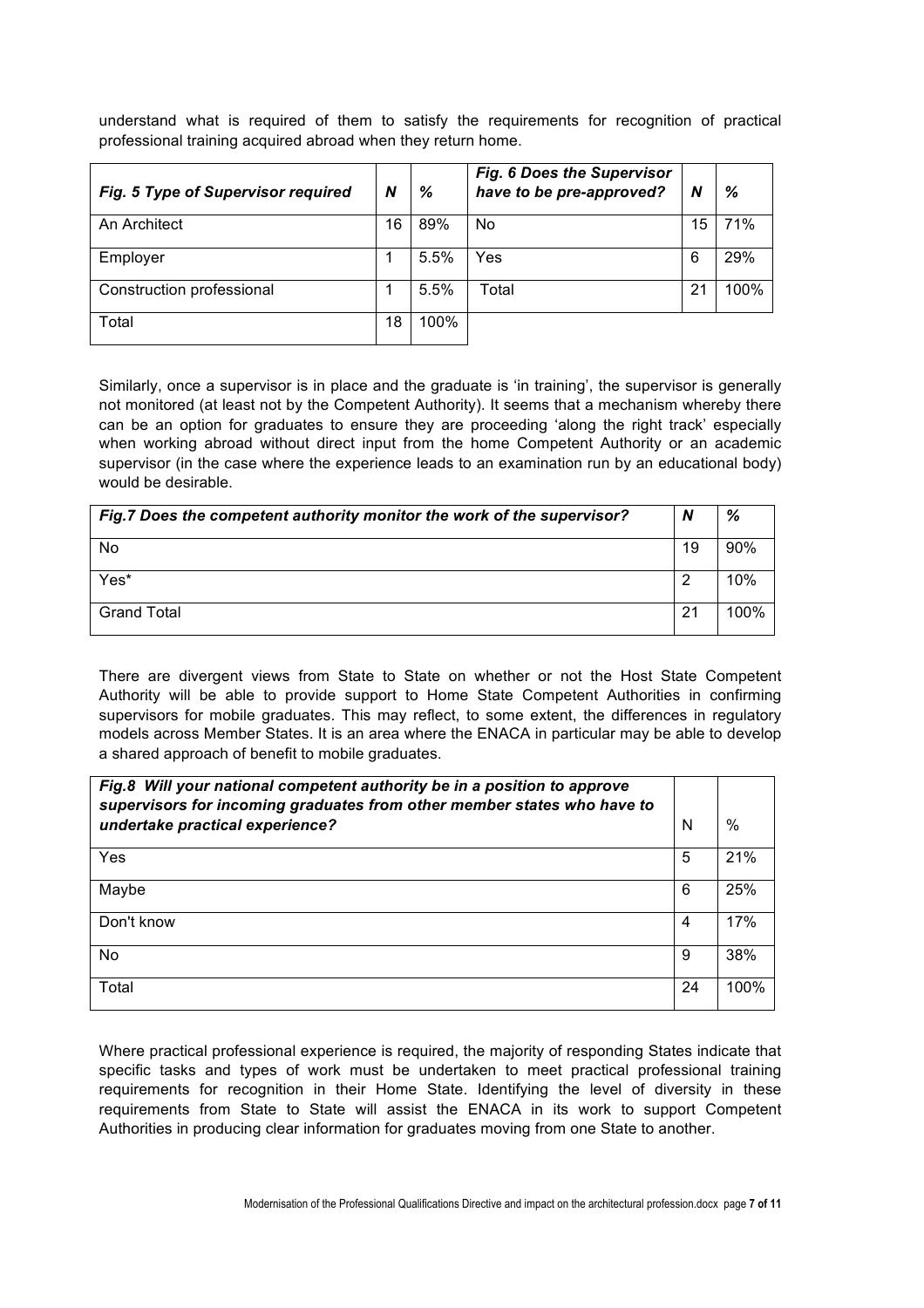understand what is required of them to satisfy the requirements for recognition of practical professional training acquired abroad when they return home.

| *Fig. 5 Type of Supervisor required* | *N* | *%* |
|---|---|---|
| An Architect | 16 | 89% |
| Employer | 1 | 5.5% |
| Construction professional | 1 | 5.5% |
| Total | 18 | 100% |

| *Fig. 6 Does the Supervisor have to be pre-approved?* | *N* | *%* |
|---|---|---|
| No | 15 | 71% |
| Yes | 6 | 29% |
| Total | 21 | 100% |

Similarly, once a supervisor is in place and the graduate is 'in training', the supervisor is generally not monitored (at least not by the Competent Authority). It seems that a mechanism whereby there can be an option for graduates to ensure they are proceeding 'along the right track' especially when working abroad without direct input from the home Competent Authority or an academic supervisor (in the case where the experience leads to an examination run by an educational body) would be desirable.

| *Fig.7 Does the competent authority monitor the work of the supervisor?* | *N* | *%* |
|---|---|---|
| No | 19 | 90% |
| Yes* | 2 | 10% |
| Grand Total | 21 | 100% |

There are divergent views from State to State on whether or not the Host State Competent Authority will be able to provide support to Home State Competent Authorities in confirming supervisors for mobile graduates. This may reflect, to some extent, the differences in regulatory models across Member States. It is an area where the ENACA in particular may be able to develop a shared approach of benefit to mobile graduates.

| *Fig.8 Will your national competent authority be in a position to approve supervisors for incoming graduates from other member states who have to undertake practical experience?* | N | % |
|---|---|---|
| Yes | 5 | 21% |
| Maybe | 6 | 25% |
| Don't know | 4 | 17% |
| No | 9 | 38% |
| Total | 24 | 100% |

Where practical professional experience is required, the majority of responding States indicate that specific tasks and types of work must be undertaken to meet practical professional training requirements for recognition in their Home State. Identifying the level of diversity in these requirements from State to State will assist the ENACA in its work to support Competent Authorities in producing clear information for graduates moving from one State to another.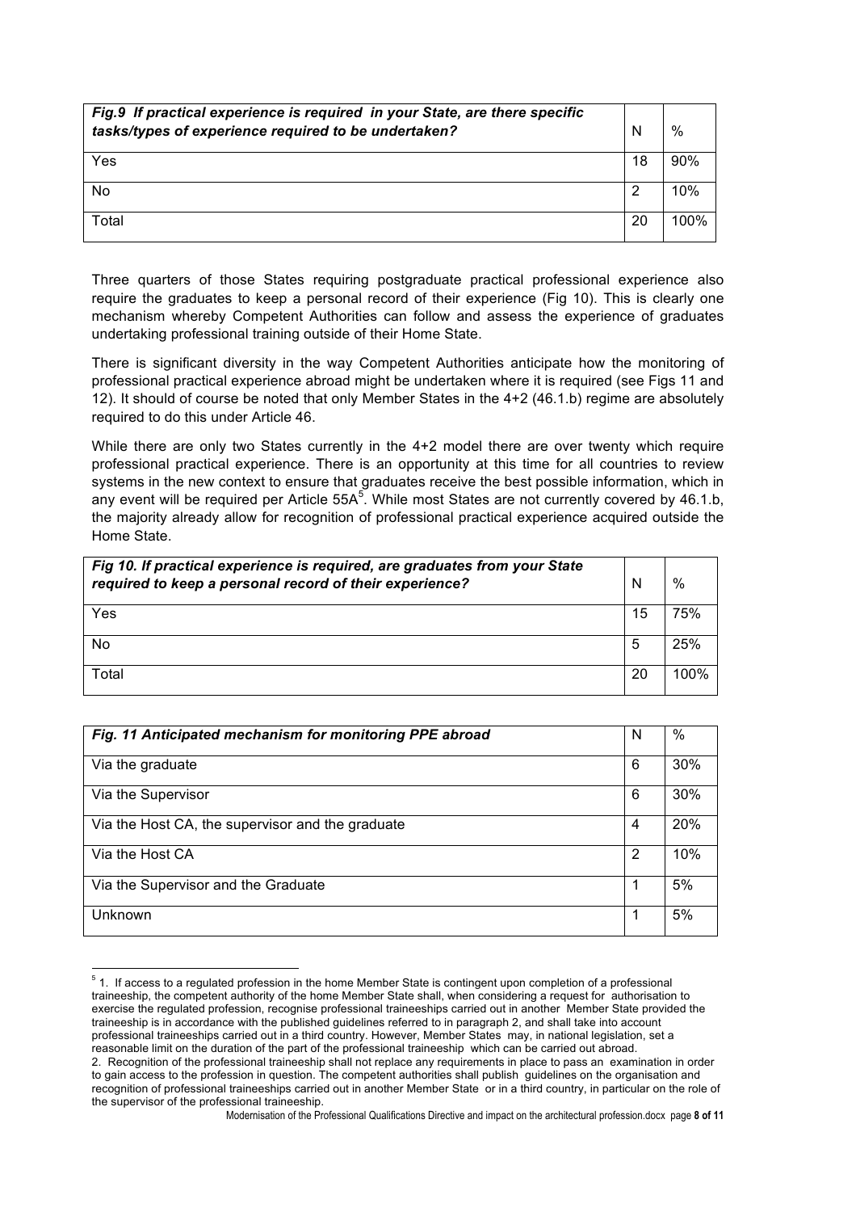| *Fig.9 If practical experience is required in your State, are there specific tasks/types of experience required to be undertaken?* | N | % |
|---|---|---|
| Yes | 18 | 90% |
| No | 2 | 10% |
| Total | 20 | 100% |

Three quarters of those States requiring postgraduate practical professional experience also require the graduates to keep a personal record of their experience (Fig 10). This is clearly one mechanism whereby Competent Authorities can follow and assess the experience of graduates undertaking professional training outside of their Home State.

There is significant diversity in the way Competent Authorities anticipate how the monitoring of professional practical experience abroad might be undertaken where it is required (see Figs 11 and 12). It should of course be noted that only Member States in the 4+2 (46.1.b) regime are absolutely required to do this under Article 46.

While there are only two States currently in the 4+2 model there are over twenty which require professional practical experience. There is an opportunity at this time for all countries to review systems in the new context to ensure that graduates receive the best possible information, which in any event will be required per Article 55A[5]. While most States are not currently covered by 46.1.b, the majority already allow for recognition of professional practical experience acquired outside the Home State.

| *Fig 10. If practical experience is required, are graduates from your State required to keep a personal record of their experience?* | N | % |
|---|---|---|
| Yes | 15 | 75% |
| No | 5 | 25% |
| Total | 20 | 100% |

| *Fig. 11 Anticipated mechanism for monitoring PPE abroad* | N | % |
|---|---|---|
| Via the graduate | 6 | 30% |
| Via the Supervisor | 6 | 30% |
| Via the Host CA, the supervisor and the graduate | 4 | 20% |
| Via the Host CA | 2 | 10% |
| Via the Supervisor and the Graduate | 1 | 5% |
| Unknown | 1 | 5% |

[5] 1. If access to a regulated profession in the home Member State is contingent upon completion of a professional traineeship, the competent authority of the home Member State shall, when considering a request for authorisation to exercise the regulated profession, recognise professional traineeships carried out in another Member State provided the traineeship is in accordance with the published guidelines referred to in paragraph 2, and shall take into account professional traineeships carried out in a third country. However, Member States may, in national legislation, set a reasonable limit on the duration of the part of the professional traineeship which can be carried out abroad.
2. Recognition of the professional traineeship shall not replace any requirements in place to pass an examination in order to gain access to the profession in question. The competent authorities shall publish guidelines on the organisation and recognition of professional traineeships carried out in another Member State or in a third country, in particular on the role of the supervisor of the professional traineeship.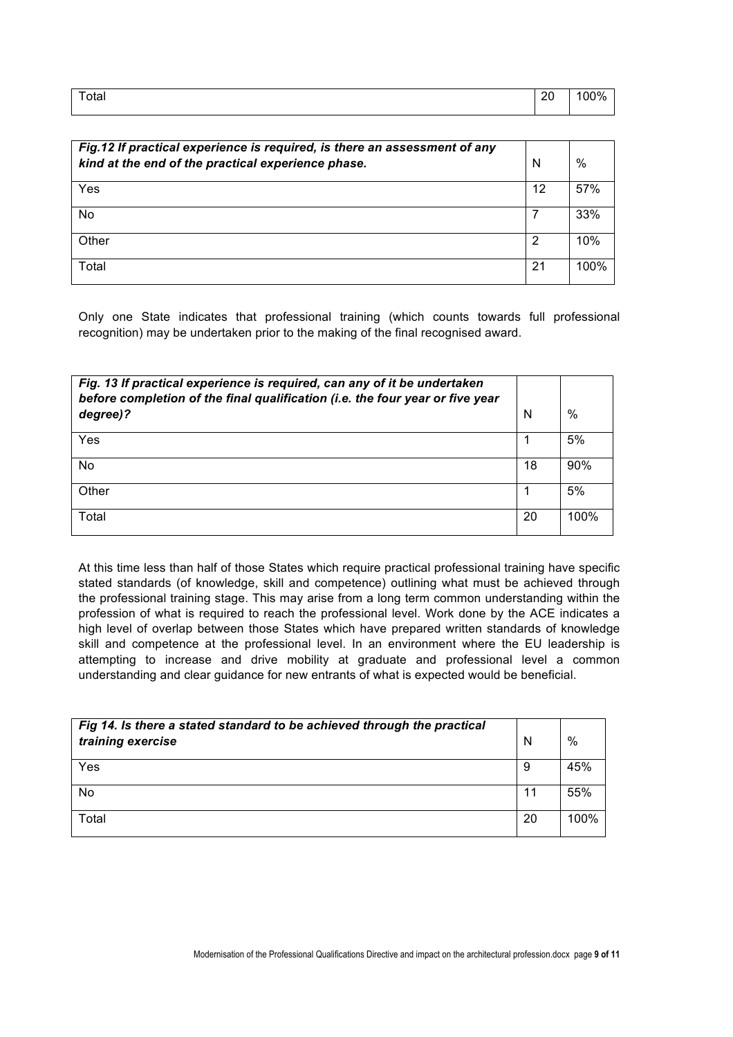| Total | 20 | 100% |
|---|---|---|

| *Fig.12 If practical experience is required, is there an assessment of any kind at the end of the practical experience phase.* | N | % |
|---|---|---|
| Yes | 12 | 57% |
| No | 7 | 33% |
| Other | 2 | 10% |
| Total | 21 | 100% |

Only one State indicates that professional training (which counts towards full professional recognition) may be undertaken prior to the making of the final recognised award.

| *Fig. 13 If practical experience is required, can any of it be undertaken before completion of the final qualification (i.e. the four year or five year degree)?* | N | % |
|---|---|---|
| Yes | 1 | 5% |
| No | 18 | 90% |
| Other | 1 | 5% |
| Total | 20 | 100% |

At this time less than half of those States which require practical professional training have specific stated standards (of knowledge, skill and competence) outlining what must be achieved through the professional training stage. This may arise from a long term common understanding within the profession of what is required to reach the professional level. Work done by the ACE indicates a high level of overlap between those States which have prepared written standards of knowledge skill and competence at the professional level. In an environment where the EU leadership is attempting to increase and drive mobility at graduate and professional level a common understanding and clear guidance for new entrants of what is expected would be beneficial.

| *Fig 14. Is there a stated standard to be achieved through the practical training exercise* | N | % |
|---|---|---|
| Yes | 9 | 45% |
| No | 11 | 55% |
| Total | 20 | 100% |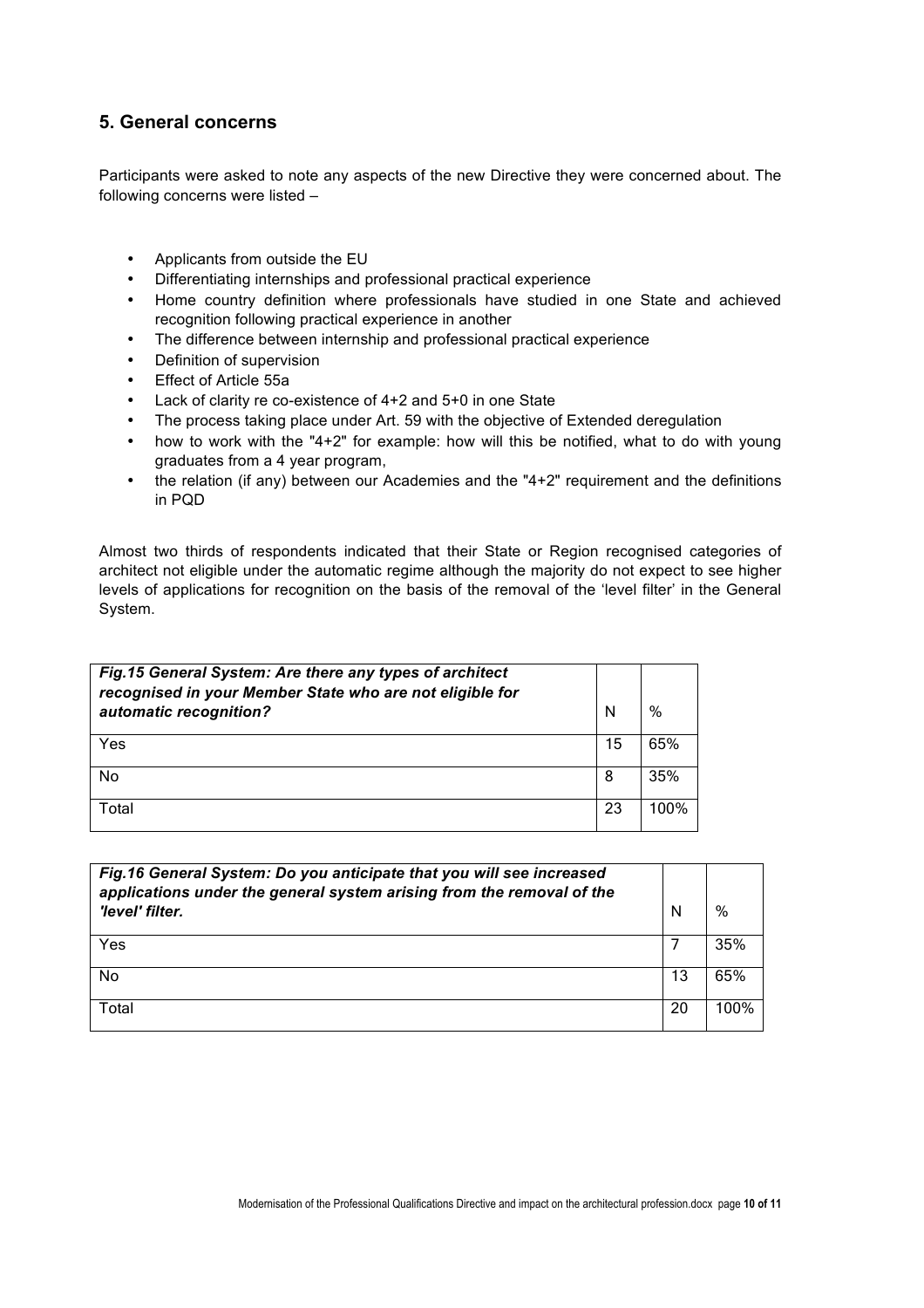## 5. General concerns

Participants were asked to note any aspects of the new Directive they were concerned about. The following concerns were listed –

- Applicants from outside the EU
- Differentiating internships and professional practical experience
- Home country definition where professionals have studied in one State and achieved recognition following practical experience in another
- The difference between internship and professional practical experience
- Definition of supervision
- Effect of Article 55a
- Lack of clarity re co-existence of 4+2 and 5+0 in one State
- The process taking place under Art. 59 with the objective of Extended deregulation
- how to work with the "4+2" for example: how will this be notified, what to do with young graduates from a 4 year program,
- the relation (if any) between our Academies and the "4+2" requirement and the definitions in PQD

Almost two thirds of respondents indicated that their State or Region recognised categories of architect not eligible under the automatic regime although the majority do not expect to see higher levels of applications for recognition on the basis of the removal of the 'level filter' in the General System.

| ***Fig.15 General System: Are there any types of architect recognised in your Member State who are not eligible for automatic recognition?*** | N | % |
|---|---|---|
| Yes | 15 | 65% |
| No | 8 | 35% |
| Total | 23 | 100% |

| ***Fig.16 General System: Do you anticipate that you will see increased applications under the general system arising from the removal of the 'level' filter.*** | N | % |
|---|---|---|
| Yes | 7 | 35% |
| No | 13 | 65% |
| Total | 20 | 100% |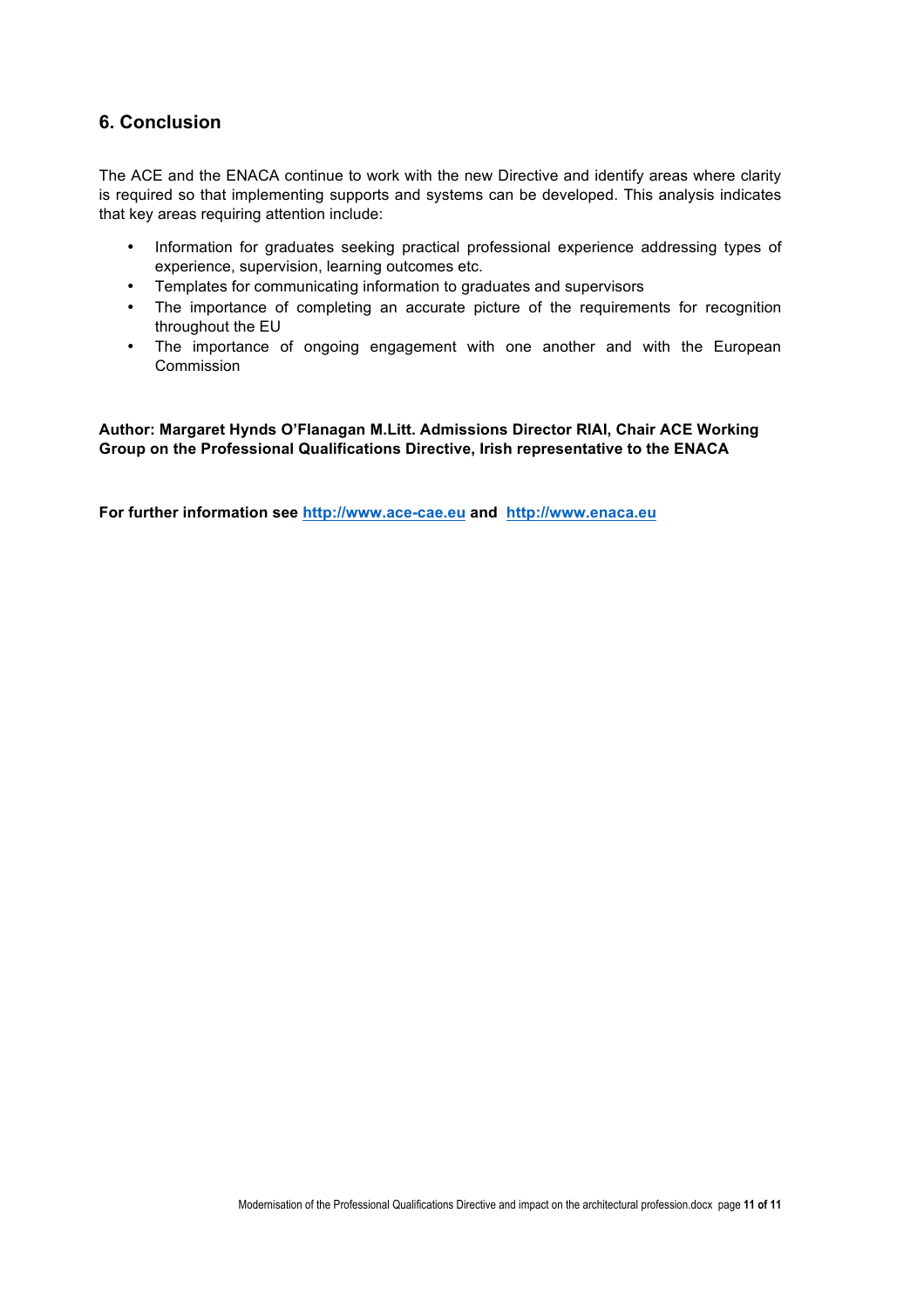## 6. Conclusion

The ACE and the ENACA continue to work with the new Directive and identify areas where clarity is required so that implementing supports and systems can be developed. This analysis indicates that key areas requiring attention include:

- Information for graduates seeking practical professional experience addressing types of experience, supervision, learning outcomes etc.
- Templates for communicating information to graduates and supervisors
- The importance of completing an accurate picture of the requirements for recognition throughout the EU
- The importance of ongoing engagement with one another and with the European Commission

**Author: Margaret Hynds O'Flanagan M.Litt. Admissions Director RIAI, Chair ACE Working Group on the Professional Qualifications Directive, Irish representative to the ENACA**

**For further information see [http://www.ace-cae.eu](http://www.ace-cae.eu) and [http://www.enaca.eu](http://www.enaca.eu)**